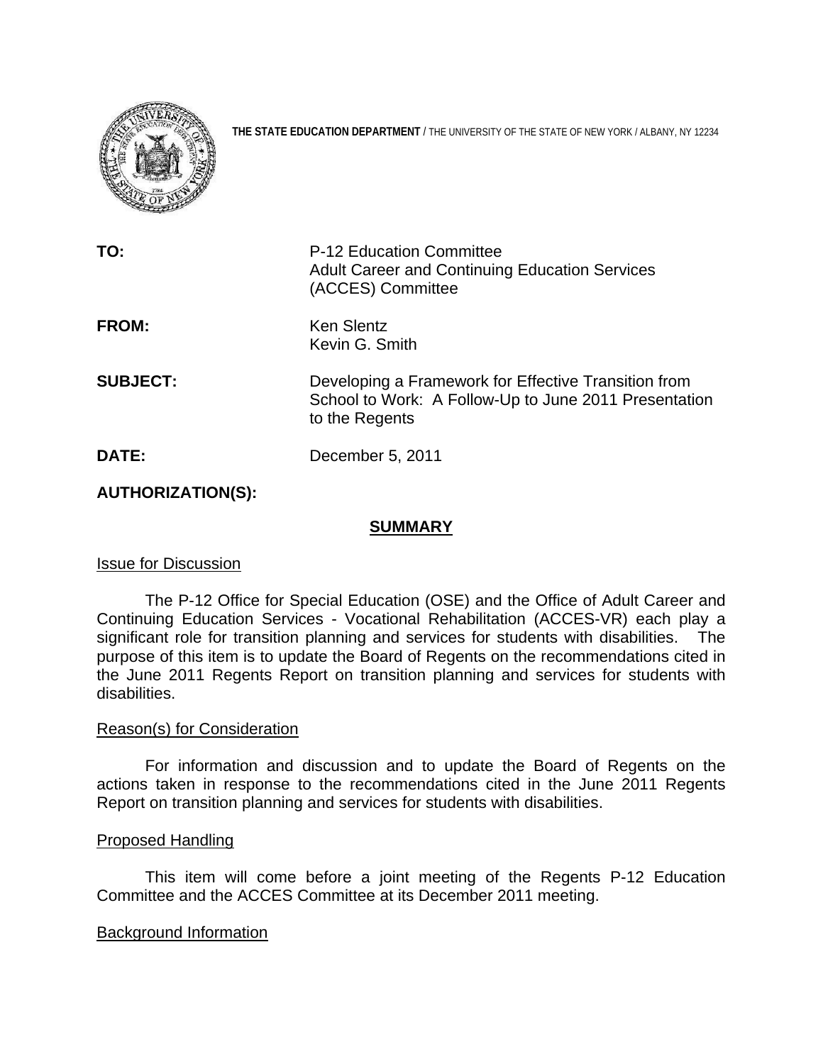**THE STATE EDUCATION DEPARTMENT** / THE UNIVERSITY OF THE STATE OF NEW YORK / ALBANY, NY 12234

| | |
|---|---|
| **TO:** | P-12 Education Committee<br>Adult Career and Continuing Education Services (ACCES) Committee |
| **FROM:** | Ken Slentz<br>Kevin G. Smith |
| **SUBJECT:** | Developing a Framework for Effective Transition from School to Work: A Follow-Up to June 2011 Presentation to the Regents |
| **DATE:** | December 5, 2011 |

**AUTHORIZATION(S):**

## SUMMARY

Issue for Discussion

The P-12 Office for Special Education (OSE) and the Office of Adult Career and Continuing Education Services - Vocational Rehabilitation (ACCES-VR) each play a significant role for transition planning and services for students with disabilities. The purpose of this item is to update the Board of Regents on the recommendations cited in the June 2011 Regents Report on transition planning and services for students with disabilities.

Reason(s) for Consideration

For information and discussion and to update the Board of Regents on the actions taken in response to the recommendations cited in the June 2011 Regents Report on transition planning and services for students with disabilities.

Proposed Handling

This item will come before a joint meeting of the Regents P-12 Education Committee and the ACCES Committee at its December 2011 meeting.

Background Information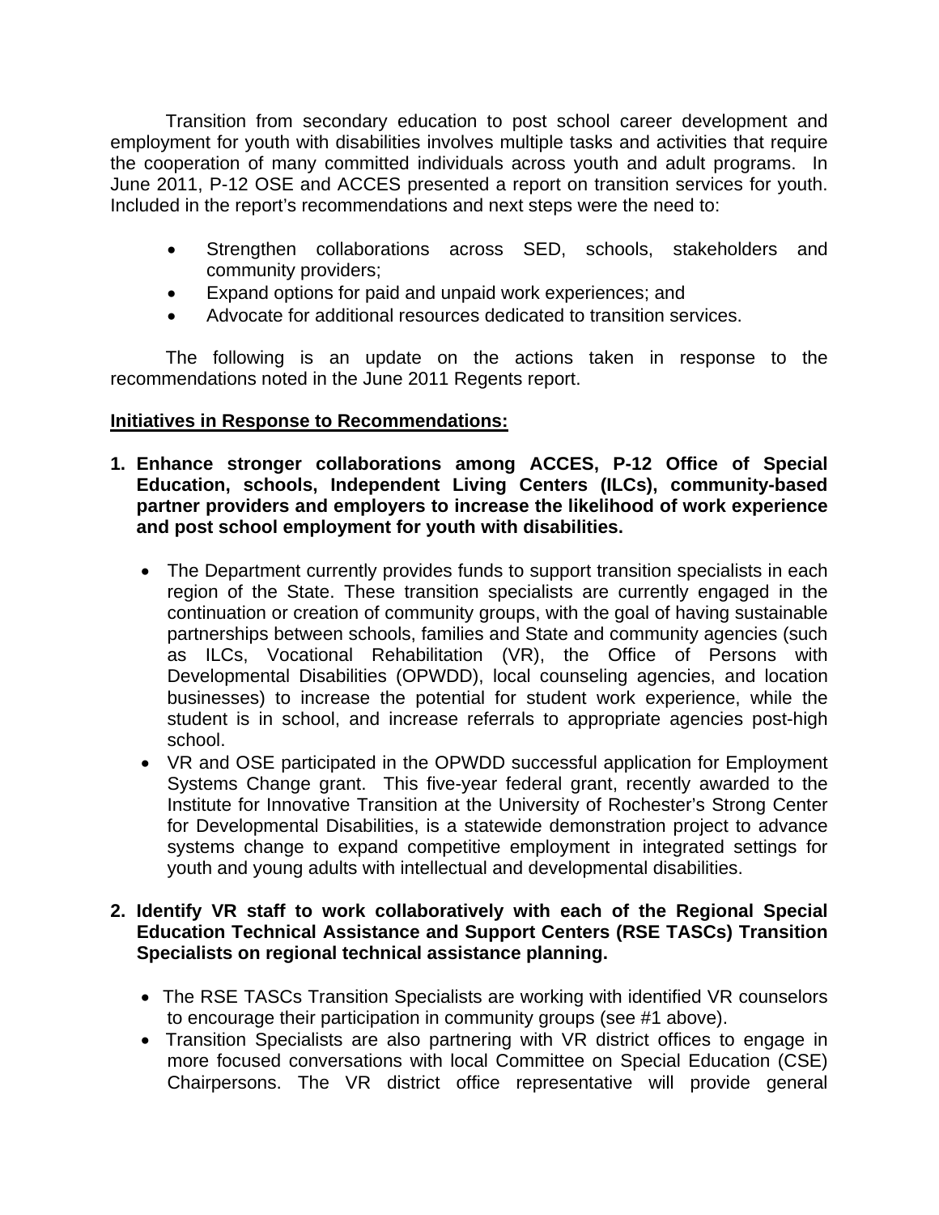Transition from secondary education to post school career development and employment for youth with disabilities involves multiple tasks and activities that require the cooperation of many committed individuals across youth and adult programs. In June 2011, P-12 OSE and ACCES presented a report on transition services for youth. Included in the report's recommendations and next steps were the need to:

- Strengthen collaborations across SED, schools, stakeholders and community providers;
- Expand options for paid and unpaid work experiences; and
- Advocate for additional resources dedicated to transition services.

The following is an update on the actions taken in response to the recommendations noted in the June 2011 Regents report.

**Initiatives in Response to Recommendations:**

1. **Enhance stronger collaborations among ACCES, P-12 Office of Special Education, schools, Independent Living Centers (ILCs), community-based partner providers and employers to increase the likelihood of work experience and post school employment for youth with disabilities.**

   - The Department currently provides funds to support transition specialists in each region of the State. These transition specialists are currently engaged in the continuation or creation of community groups, with the goal of having sustainable partnerships between schools, families and State and community agencies (such as ILCs, Vocational Rehabilitation (VR), the Office of Persons with Developmental Disabilities (OPWDD), local counseling agencies, and location businesses) to increase the potential for student work experience, while the student is in school, and increase referrals to appropriate agencies post-high school.
   - VR and OSE participated in the OPWDD successful application for Employment Systems Change grant. This five-year federal grant, recently awarded to the Institute for Innovative Transition at the University of Rochester's Strong Center for Developmental Disabilities, is a statewide demonstration project to advance systems change to expand competitive employment in integrated settings for youth and young adults with intellectual and developmental disabilities.

2. **Identify VR staff to work collaboratively with each of the Regional Special Education Technical Assistance and Support Centers (RSE TASCs) Transition Specialists on regional technical assistance planning.**

   - The RSE TASCs Transition Specialists are working with identified VR counselors to encourage their participation in community groups (see #1 above).
   - Transition Specialists are also partnering with VR district offices to engage in more focused conversations with local Committee on Special Education (CSE) Chairpersons. The VR district office representative will provide general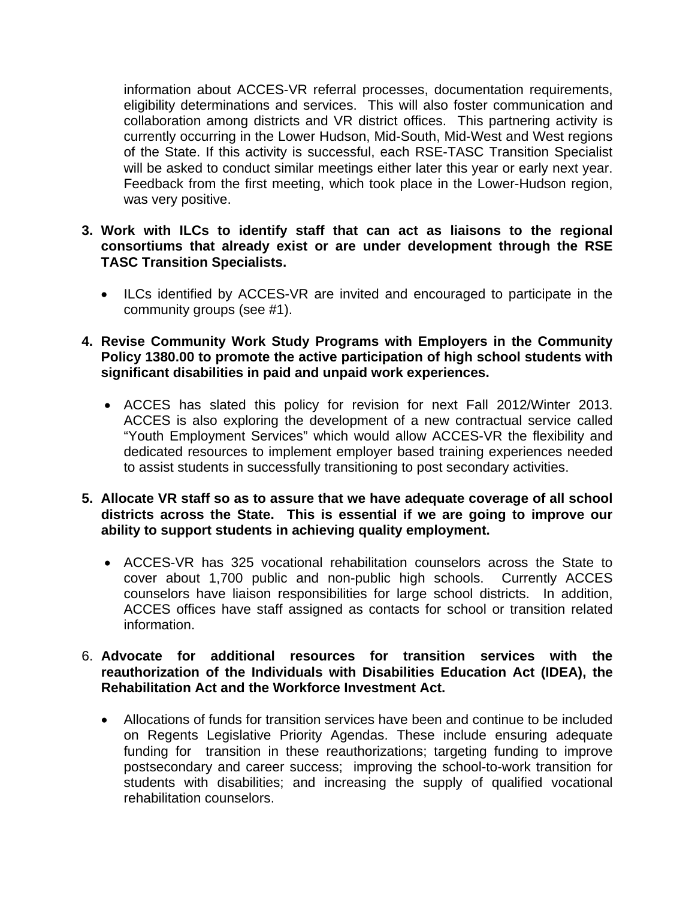information about ACCES-VR referral processes, documentation requirements, eligibility determinations and services. This will also foster communication and collaboration among districts and VR district offices. This partnering activity is currently occurring in the Lower Hudson, Mid-South, Mid-West and West regions of the State. If this activity is successful, each RSE-TASC Transition Specialist will be asked to conduct similar meetings either later this year or early next year. Feedback from the first meeting, which took place in the Lower-Hudson region, was very positive.

3. **Work with ILCs to identify staff that can act as liaisons to the regional consortiums that already exist or are under development through the RSE TASC Transition Specialists.**

   - ILCs identified by ACCES-VR are invited and encouraged to participate in the community groups (see #1).

4. **Revise Community Work Study Programs with Employers in the Community Policy 1380.00 to promote the active participation of high school students with significant disabilities in paid and unpaid work experiences.**

   - ACCES has slated this policy for revision for next Fall 2012/Winter 2013. ACCES is also exploring the development of a new contractual service called "Youth Employment Services" which would allow ACCES-VR the flexibility and dedicated resources to implement employer based training experiences needed to assist students in successfully transitioning to post secondary activities.

5. **Allocate VR staff so as to assure that we have adequate coverage of all school districts across the State. This is essential if we are going to improve our ability to support students in achieving quality employment.**

   - ACCES-VR has 325 vocational rehabilitation counselors across the State to cover about 1,700 public and non-public high schools. Currently ACCES counselors have liaison responsibilities for large school districts. In addition, ACCES offices have staff assigned as contacts for school or transition related information.

6. **Advocate for additional resources for transition services with the reauthorization of the Individuals with Disabilities Education Act (IDEA), the Rehabilitation Act and the Workforce Investment Act.**

   - Allocations of funds for transition services have been and continue to be included on Regents Legislative Priority Agendas. These include ensuring adequate funding for transition in these reauthorizations; targeting funding to improve postsecondary and career success; improving the school-to-work transition for students with disabilities; and increasing the supply of qualified vocational rehabilitation counselors.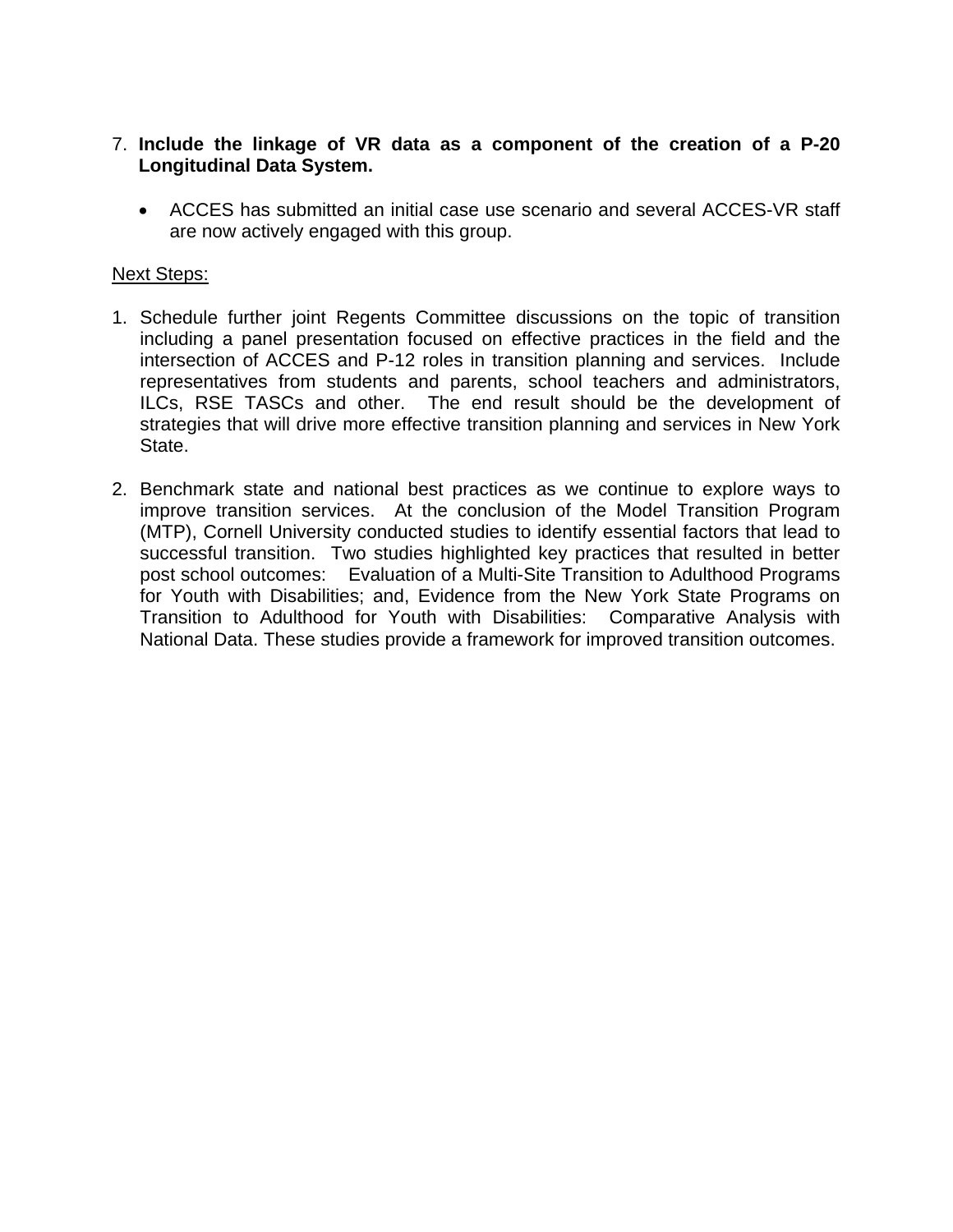7. **Include the linkage of VR data as a component of the creation of a P-20 Longitudinal Data System.**

   - ACCES has submitted an initial case use scenario and several ACCES-VR staff are now actively engaged with this group.

<u>Next Steps:</u>

1. Schedule further joint Regents Committee discussions on the topic of transition including a panel presentation focused on effective practices in the field and the intersection of ACCES and P-12 roles in transition planning and services. Include representatives from students and parents, school teachers and administrators, ILCs, RSE TASCs and other. The end result should be the development of strategies that will drive more effective transition planning and services in New York State.

2. Benchmark state and national best practices as we continue to explore ways to improve transition services. At the conclusion of the Model Transition Program (MTP), Cornell University conducted studies to identify essential factors that lead to successful transition. Two studies highlighted key practices that resulted in better post school outcomes: Evaluation of a Multi-Site Transition to Adulthood Programs for Youth with Disabilities; and, Evidence from the New York State Programs on Transition to Adulthood for Youth with Disabilities: Comparative Analysis with National Data. These studies provide a framework for improved transition outcomes.